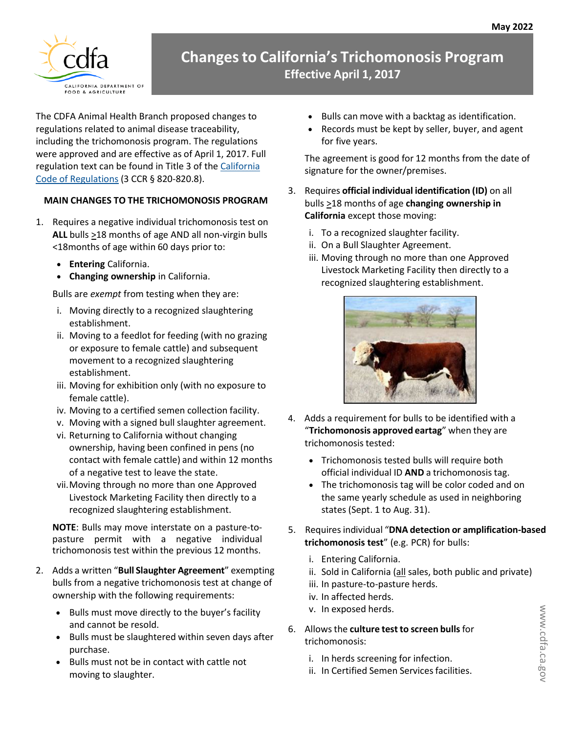May 2022

# Changes to California's Trichomonosis Program

## Effective April 1, 2017

The CDFA Animal Health Branch proposed changes to regulations related to animal disease traceability, including the trichomonosis program. The regulations were approved and are effective as of April 1, 2017. Full regulation text can be found in Title 3 of the California Code of Regulations (3 CCR § 820-820.8).

### MAIN CHANGES TO THE TRICHOMONOSIS PROGRAM

1. Requires a negative individual trichomonosis test on **ALL** bulls ≥18 months of age AND all non-virgin bulls <18months of age within 60 days prior to:
   - **Entering** California.
   - **Changing ownership** in California.

   Bulls are *exempt* from testing when they are:

   i. Moving directly to a recognized slaughtering establishment.
   ii. Moving to a feedlot for feeding (with no grazing or exposure to female cattle) and subsequent movement to a recognized slaughtering establishment.
   iii. Moving for exhibition only (with no exposure to female cattle).
   iv. Moving to a certified semen collection facility.
   v. Moving with a signed bull slaughter agreement.
   vi. Returning to California without changing ownership, having been confined in pens (no contact with female cattle) and within 12 months of a negative test to leave the state.
   vii. Moving through no more than one Approved Livestock Marketing Facility then directly to a recognized slaughtering establishment.

   **NOTE**: Bulls may move interstate on a pasture-to-pasture permit with a negative individual trichomonosis test within the previous 12 months.

2. Adds a written "**Bull Slaughter Agreement**" exempting bulls from a negative trichomonosis test at change of ownership with the following requirements:
   - Bulls must move directly to the buyer's facility and cannot be resold.
   - Bulls must be slaughtered within seven days after purchase.
   - Bulls must not be in contact with cattle not moving to slaughter.
   - Bulls can move with a backtag as identification.
   - Records must be kept by seller, buyer, and agent for five years.

   The agreement is good for 12 months from the date of signature for the owner/premises.

3. Requires **official individual identification (ID)** on all bulls ≥18 months of age **changing ownership in California** except those moving:

   i. To a recognized slaughter facility.
   ii. On a Bull Slaughter Agreement.
   iii. Moving through no more than one Approved Livestock Marketing Facility then directly to a recognized slaughtering establishment.

4. Adds a requirement for bulls to be identified with a "**Trichomonosis approved eartag**" when they are trichomonosis tested:
   - Trichomonosis tested bulls will require both official individual ID **AND** a trichomonosis tag.
   - The trichomonosis tag will be color coded and on the same yearly schedule as used in neighboring states (Sept. 1 to Aug. 31).

5. Requires individual "**DNA detection or amplification-based trichomonosis test**" (e.g. PCR) for bulls:

   i. Entering California.
   ii. Sold in California (all sales, both public and private)
   iii. In pasture-to-pasture herds.
   iv. In affected herds.
   v. In exposed herds.

6. Allows the **culture test to screen bulls** for trichomonosis:

   i. In herds screening for infection.
   ii. In Certified Semen Services facilities.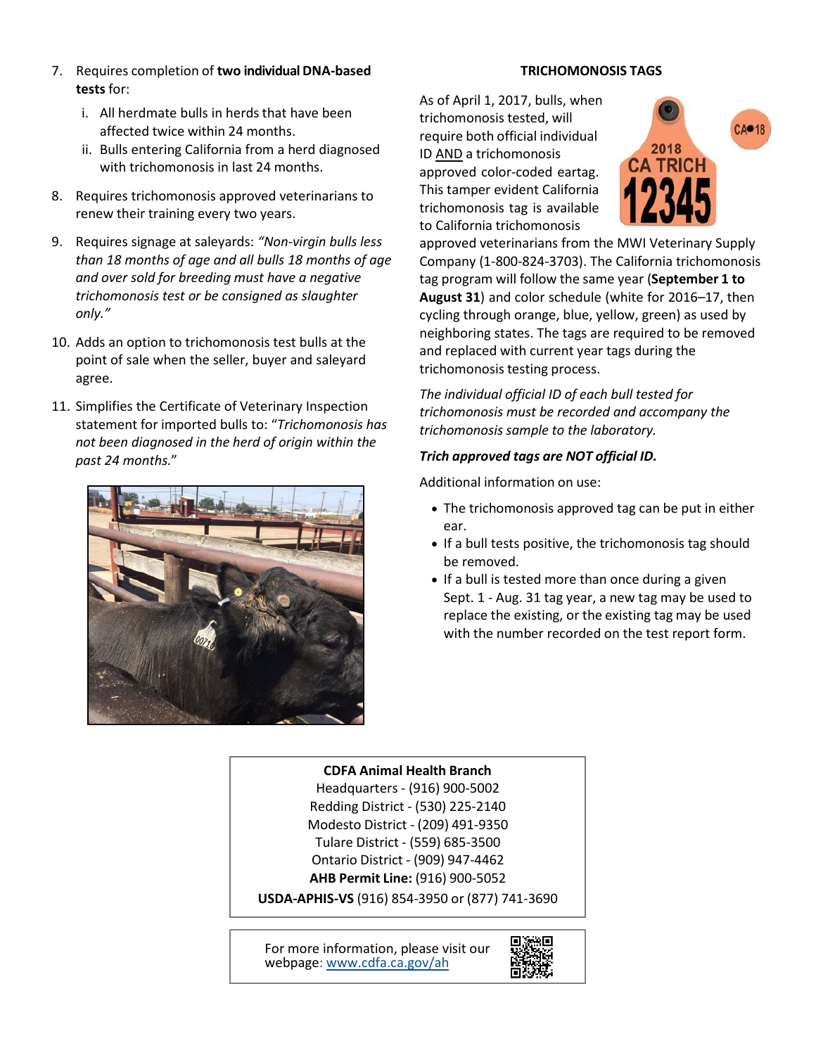7. Requires completion of **two individual DNA-based tests** for:
   i. All herdmate bulls in herds that have been affected twice within 24 months.
   ii. Bulls entering California from a herd diagnosed with trichomonosis in last 24 months.
8. Requires trichomonosis approved veterinarians to renew their training every two years.
9. Requires signage at saleyards: *"Non-virgin bulls less than 18 months of age and all bulls 18 months of age and over sold for breeding must have a negative trichomonosis test or be consigned as slaughter only."*
10. Adds an option to trichomonosis test bulls at the point of sale when the seller, buyer and saleyard agree.
11. Simplifies the Certificate of Veterinary Inspection statement for imported bulls to: "*Trichomonosis has not been diagnosed in the herd of origin within the past 24 months.*"

**TRICHOMONOSIS TAGS**

As of April 1, 2017, bulls, when trichomonosis tested, will require both official individual ID AND a trichomonosis approved color-coded eartag. This tamper evident California trichomonosis tag is available to California trichomonosis approved veterinarians from the MWI Veterinary Supply Company (1-800-824-3703). The California trichomonosis tag program will follow the same year (**September 1 to August 31**) and color schedule (white for 2016–17, then cycling through orange, blue, yellow, green) as used by neighboring states. The tags are required to be removed and replaced with current year tags during the trichomonosis testing process.

*The individual official ID of each bull tested for trichomonosis must be recorded and accompany the trichomonosis sample to the laboratory.*

***Trich approved tags are NOT official ID.***

Additional information on use:

- The trichomonosis approved tag can be put in either ear.
- If a bull tests positive, the trichomonosis tag should be removed.
- If a bull is tested more than once during a given Sept. 1 - Aug. 31 tag year, a new tag may be used to replace the existing, or the existing tag may be used with the number recorded on the test report form.

**CDFA Animal Health Branch**
Headquarters - (916) 900-5002
Redding District - (530) 225-2140
Modesto District - (209) 491-9350
Tulare District - (559) 685-3500
Ontario District - (909) 947-4462
**AHB Permit Line:** (916) 900-5052
**USDA-APHIS-VS** (916) 854-3950 or (877) 741-3690

For more information, please visit our webpage: [www.cdfa.ca.gov/ah](www.cdfa.ca.gov/ah)